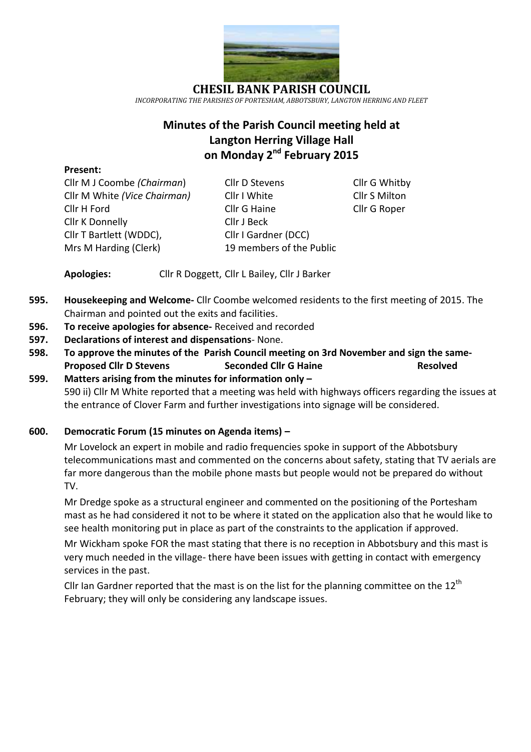# CHESIL BANK PARISH COUNCIL

*INCORPORATING THE PARISHES OF PORTESHAM, ABBOTSBURY, LANGTON HERRING AND FLEET*

## Minutes of the Parish Council meeting held at Langton Herring Village Hall on Monday 2nd February 2015

**Present:**

| | | |
|---|---|---|
| Cllr M J Coombe *(Chairman)* | Cllr D Stevens | Cllr G Whitby |
| Cllr M White *(Vice Chairman)* | Cllr I White | Cllr S Milton |
| Cllr H Ford | Cllr G Haine | Cllr G Roper |
| Cllr K Donnelly | Cllr J Beck | |
| Cllr T Bartlett (WDDC), | Cllr I Gardner (DCC) | |
| Mrs M Harding (Clerk) | 19 members of the Public | |

**Apologies:** Cllr R Doggett, Cllr L Bailey, Cllr J Barker

**595. Housekeeping and Welcome-** Cllr Coombe welcomed residents to the first meeting of 2015. The Chairman and pointed out the exits and facilities.

**596. To receive apologies for absence-** Received and recorded

**597. Declarations of interest and dispensations**- None.

**598. To approve the minutes of the Parish Council meeting on 3rd November and sign the same- Proposed Cllr D Stevens Seconded Cllr G Haine Resolved**

**599. Matters arising from the minutes for information only –**

590 ii) Cllr M White reported that a meeting was held with highways officers regarding the issues at the entrance of Clover Farm and further investigations into signage will be considered.

**600. Democratic Forum (15 minutes on Agenda items) –**

Mr Lovelock an expert in mobile and radio frequencies spoke in support of the Abbotsbury telecommunications mast and commented on the concerns about safety, stating that TV aerials are far more dangerous than the mobile phone masts but people would not be prepared do without TV.

Mr Dredge spoke as a structural engineer and commented on the positioning of the Portesham mast as he had considered it not to be where it stated on the application also that he would like to see health monitoring put in place as part of the constraints to the application if approved.

Mr Wickham spoke FOR the mast stating that there is no reception in Abbotsbury and this mast is very much needed in the village- there have been issues with getting in contact with emergency services in the past.

Cllr Ian Gardner reported that the mast is on the list for the planning committee on the 12th February; they will only be considering any landscape issues.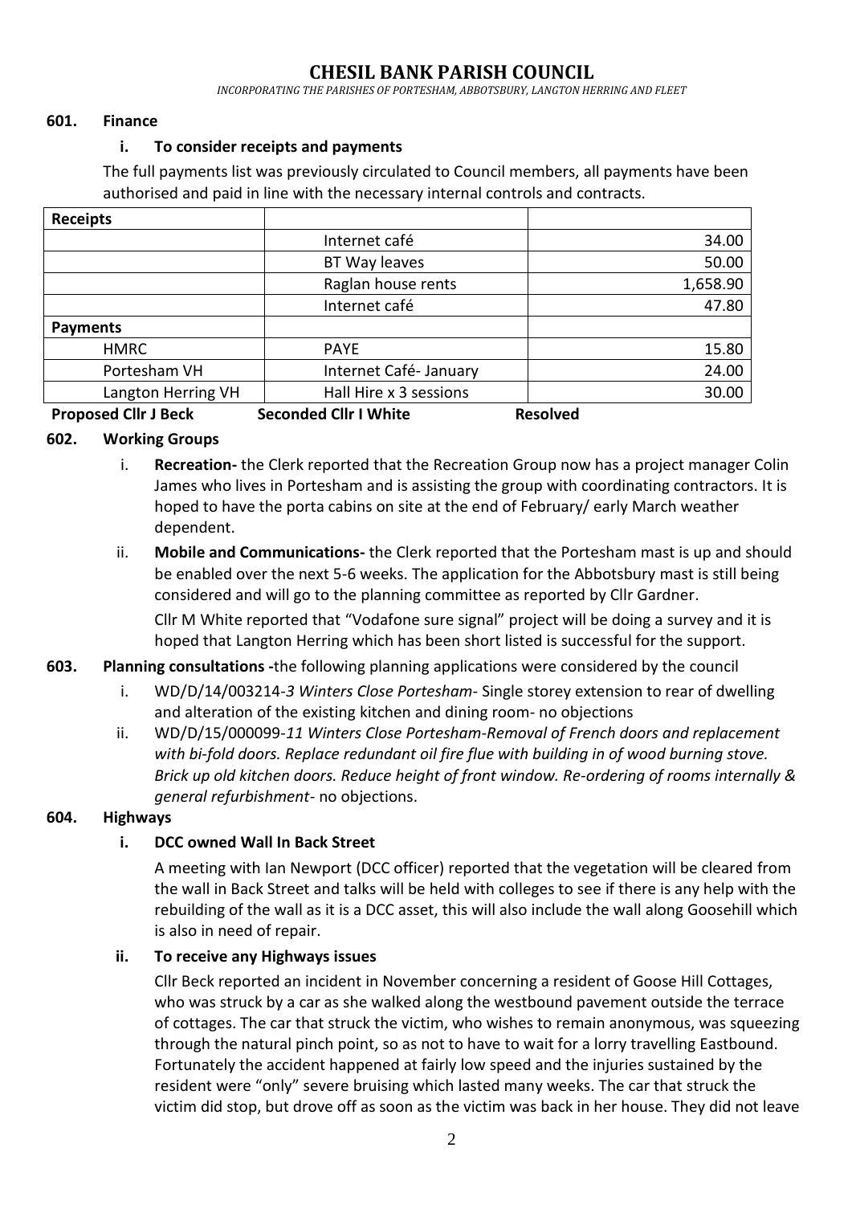# CHESIL BANK PARISH COUNCIL

*INCORPORATING THE PARISHES OF PORTESHAM, ABBOTSBURY, LANGTON HERRING AND FLEET*

**601. Finance**

**i. To consider receipts and payments**

The full payments list was previously circulated to Council members, all payments have been authorised and paid in line with the necessary internal controls and contracts.

| **Receipts** | | |
|---|---|---|
| | Internet café | 34.00 |
| | BT Way leaves | 50.00 |
| | Raglan house rents | 1,658.90 |
| | Internet café | 47.80 |
| **Payments** | | |
| HMRC | PAYE | 15.80 |
| Portesham VH | Internet Café- January | 24.00 |
| Langton Herring VH | Hall Hire x 3 sessions | 30.00 |

**Proposed Cllr J Beck** **Seconded Cllr I White** **Resolved**

**602. Working Groups**

i. **Recreation-** the Clerk reported that the Recreation Group now has a project manager Colin James who lives in Portesham and is assisting the group with coordinating contractors. It is hoped to have the porta cabins on site at the end of February/ early March weather dependent.

ii. **Mobile and Communications-** the Clerk reported that the Portesham mast is up and should be enabled over the next 5-6 weeks. The application for the Abbotsbury mast is still being considered and will go to the planning committee as reported by Cllr Gardner.

Cllr M White reported that "Vodafone sure signal" project will be doing a survey and it is hoped that Langton Herring which has been short listed is successful for the support.

**603. Planning consultations -**the following planning applications were considered by the council

i. WD/D/14/003214-*3 Winters Close Portesham*- Single storey extension to rear of dwelling and alteration of the existing kitchen and dining room- no objections

ii. WD/D/15/000099-*11 Winters Close Portesham-Removal of French doors and replacement with bi-fold doors. Replace redundant oil fire flue with building in of wood burning stove. Brick up old kitchen doors. Reduce height of front window. Re-ordering of rooms internally & general refurbishment*- no objections.

**604. Highways**

**i. DCC owned Wall In Back Street**

A meeting with Ian Newport (DCC officer) reported that the vegetation will be cleared from the wall in Back Street and talks will be held with colleges to see if there is any help with the rebuilding of the wall as it is a DCC asset, this will also include the wall along Goosehill which is also in need of repair.

**ii. To receive any Highways issues**

Cllr Beck reported an incident in November concerning a resident of Goose Hill Cottages, who was struck by a car as she walked along the westbound pavement outside the terrace of cottages. The car that struck the victim, who wishes to remain anonymous, was squeezing through the natural pinch point, so as not to have to wait for a lorry travelling Eastbound. Fortunately the accident happened at fairly low speed and the injuries sustained by the resident were "only" severe bruising which lasted many weeks. The car that struck the victim did stop, but drove off as soon as the victim was back in her house. They did not leave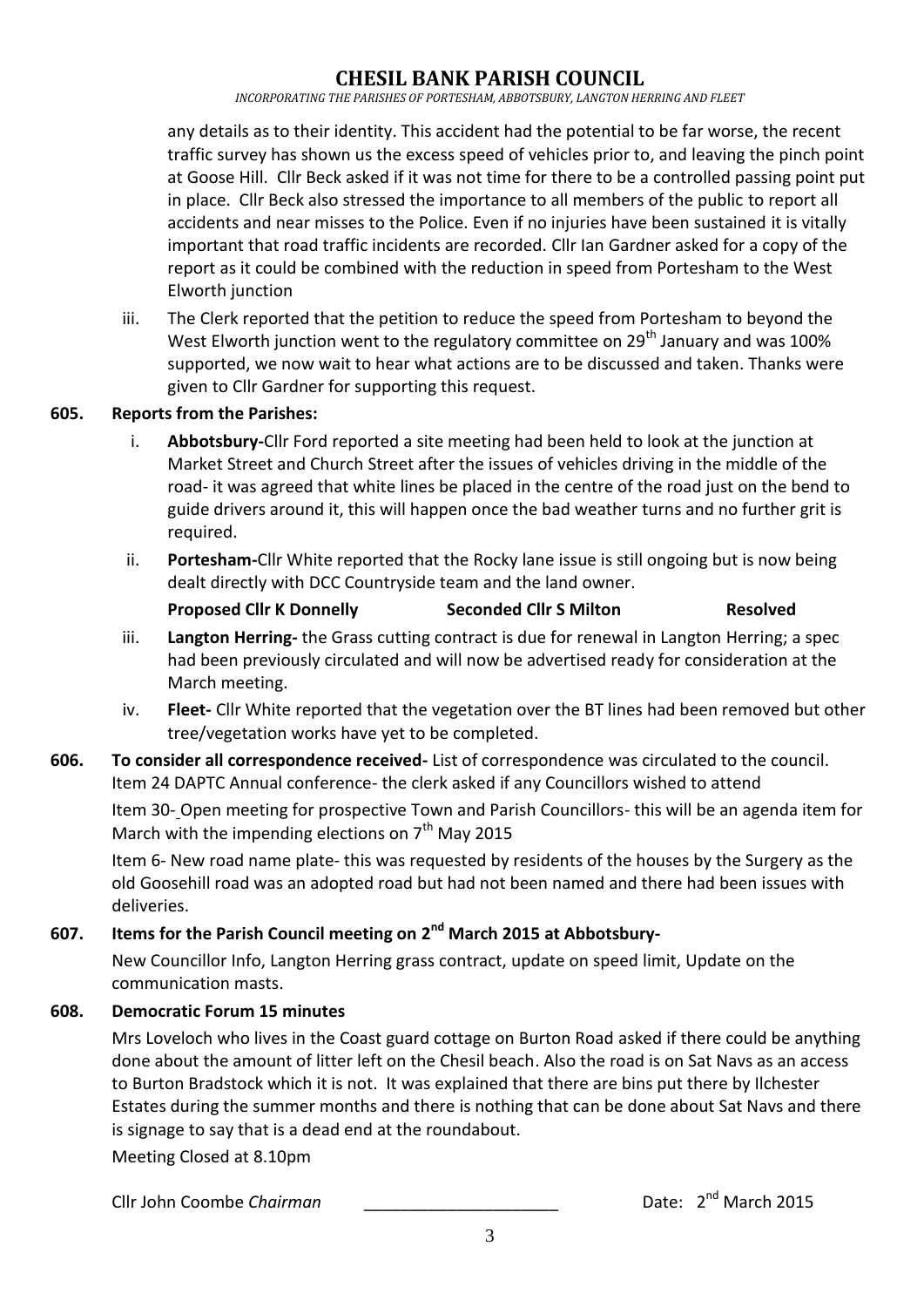any details as to their identity. This accident had the potential to be far worse, the recent traffic survey has shown us the excess speed of vehicles prior to, and leaving the pinch point at Goose Hill. Cllr Beck asked if it was not time for there to be a controlled passing point put in place. Cllr Beck also stressed the importance to all members of the public to report all accidents and near misses to the Police. Even if no injuries have been sustained it is vitally important that road traffic incidents are recorded. Cllr Ian Gardner asked for a copy of the report as it could be combined with the reduction in speed from Portesham to the West Elworth junction

iii. The Clerk reported that the petition to reduce the speed from Portesham to beyond the West Elworth junction went to the regulatory committee on 29th January and was 100% supported, we now wait to hear what actions are to be discussed and taken. Thanks were given to Cllr Gardner for supporting this request.

**605. Reports from the Parishes:**

i. **Abbotsbury-**Cllr Ford reported a site meeting had been held to look at the junction at Market Street and Church Street after the issues of vehicles driving in the middle of the road- it was agreed that white lines be placed in the centre of the road just on the bend to guide drivers around it, this will happen once the bad weather turns and no further grit is required.

ii. **Portesham-**Cllr White reported that the Rocky lane issue is still ongoing but is now being dealt directly with DCC Countryside team and the land owner.

**Proposed Cllr K Donnelly** **Seconded Cllr S Milton** **Resolved**

iii. **Langton Herring-** the Grass cutting contract is due for renewal in Langton Herring; a spec had been previously circulated and will now be advertised ready for consideration at the March meeting.

iv. **Fleet-** Cllr White reported that the vegetation over the BT lines had been removed but other tree/vegetation works have yet to be completed.

**606. To consider all correspondence received-** List of correspondence was circulated to the council. Item 24 DAPTC Annual conference- the clerk asked if any Councillors wished to attend

Item 30- Open meeting for prospective Town and Parish Councillors- this will be an agenda item for March with the impending elections on 7th May 2015

Item 6- New road name plate- this was requested by residents of the houses by the Surgery as the old Goosehill road was an adopted road but had not been named and there had been issues with deliveries.

**607. Items for the Parish Council meeting on 2nd March 2015 at Abbotsbury-**

New Councillor Info, Langton Herring grass contract, update on speed limit, Update on the communication masts.

**608. Democratic Forum 15 minutes**

Mrs Loveloch who lives in the Coast guard cottage on Burton Road asked if there could be anything done about the amount of litter left on the Chesil beach. Also the road is on Sat Navs as an access to Burton Bradstock which it is not. It was explained that there are bins put there by Ilchester Estates during the summer months and there is nothing that can be done about Sat Navs and there is signage to say that is a dead end at the roundabout.

Meeting Closed at 8.10pm

Cllr John Coombe *Chairman* _____________________ Date: 2nd March 2015